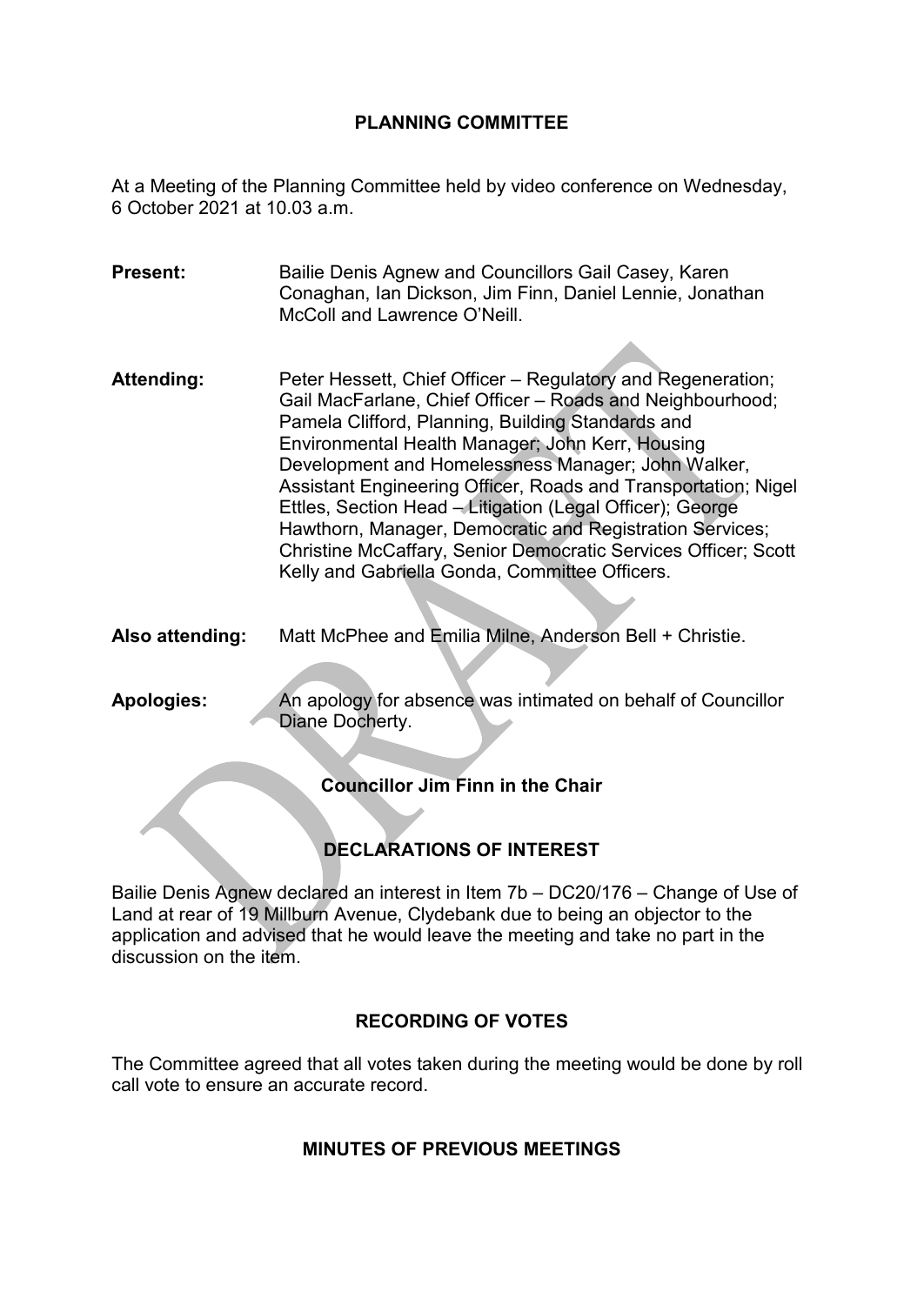# PLANNING COMMITTEE

At a Meeting of the Planning Committee held by video conference on Wednesday, 6 October 2021 at 10.03 a.m.

**Present:** Bailie Denis Agnew and Councillors Gail Casey, Karen Conaghan, Ian Dickson, Jim Finn, Daniel Lennie, Jonathan McColl and Lawrence O'Neill.

**Attending:** Peter Hessett, Chief Officer – Regulatory and Regeneration; Gail MacFarlane, Chief Officer – Roads and Neighbourhood; Pamela Clifford, Planning, Building Standards and Environmental Health Manager; John Kerr, Housing Development and Homelessness Manager; John Walker, Assistant Engineering Officer, Roads and Transportation; Nigel Ettles, Section Head – Litigation (Legal Officer); George Hawthorn, Manager, Democratic and Registration Services; Christine McCaffary, Senior Democratic Services Officer; Scott Kelly and Gabriella Gonda, Committee Officers.

**Also attending:** Matt McPhee and Emilia Milne, Anderson Bell + Christie.

**Apologies:** An apology for absence was intimated on behalf of Councillor Diane Docherty.

**Councillor Jim Finn in the Chair**

## DECLARATIONS OF INTEREST

Bailie Denis Agnew declared an interest in Item 7b – DC20/176 – Change of Use of Land at rear of 19 Millburn Avenue, Clydebank due to being an objector to the application and advised that he would leave the meeting and take no part in the discussion on the item.

## RECORDING OF VOTES

The Committee agreed that all votes taken during the meeting would be done by roll call vote to ensure an accurate record.

## MINUTES OF PREVIOUS MEETINGS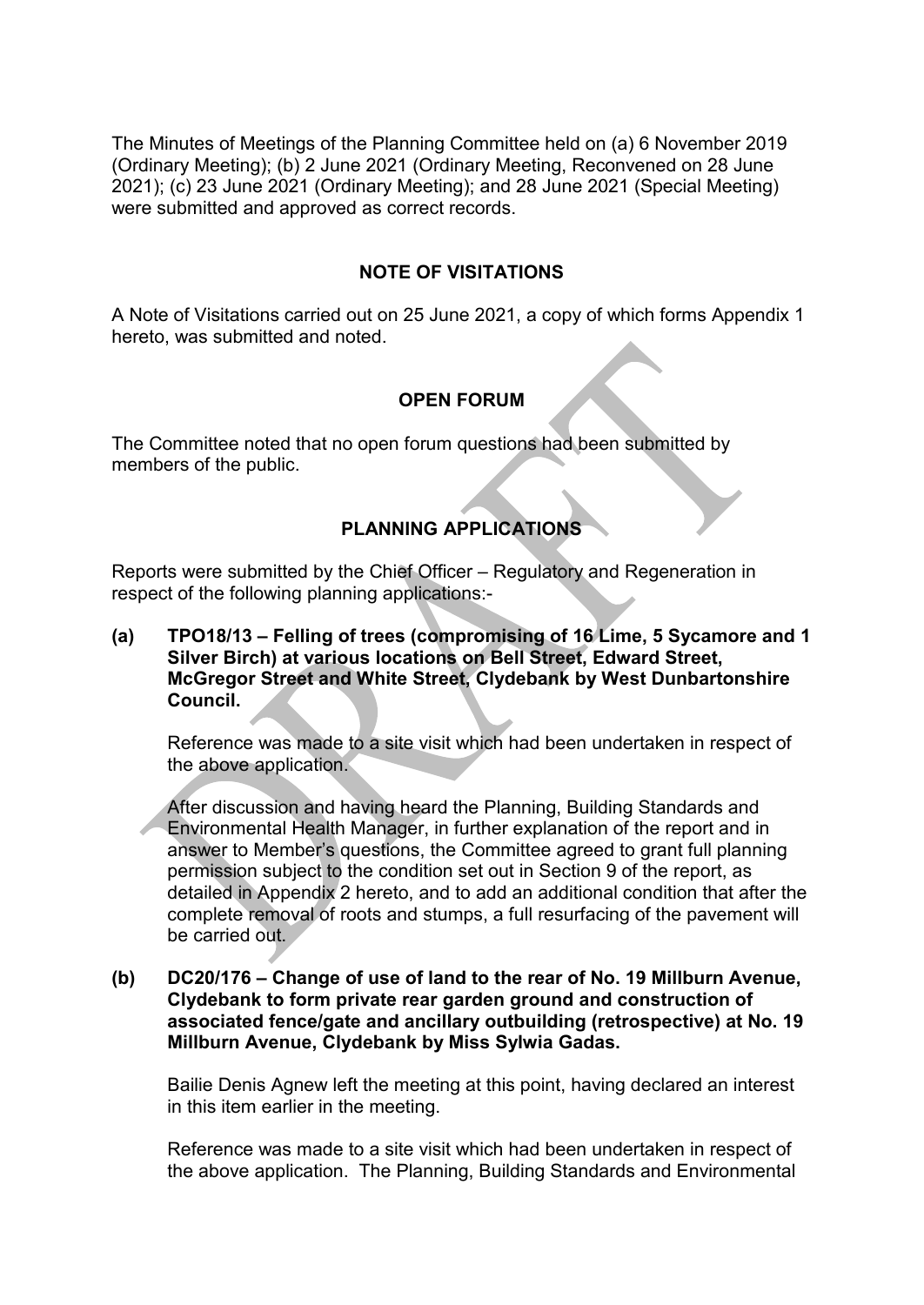The Minutes of Meetings of the Planning Committee held on (a) 6 November 2019 (Ordinary Meeting); (b) 2 June 2021 (Ordinary Meeting, Reconvened on 28 June 2021); (c) 23 June 2021 (Ordinary Meeting); and 28 June 2021 (Special Meeting) were submitted and approved as correct records.

## NOTE OF VISITATIONS

A Note of Visitations carried out on 25 June 2021, a copy of which forms Appendix 1 hereto, was submitted and noted.

## OPEN FORUM

The Committee noted that no open forum questions had been submitted by members of the public.

## PLANNING APPLICATIONS

Reports were submitted by the Chief Officer – Regulatory and Regeneration in respect of the following planning applications:-

**(a) TPO18/13 – Felling of trees (compromising of 16 Lime, 5 Sycamore and 1 Silver Birch) at various locations on Bell Street, Edward Street, McGregor Street and White Street, Clydebank by West Dunbartonshire Council.**

Reference was made to a site visit which had been undertaken in respect of the above application.

After discussion and having heard the Planning, Building Standards and Environmental Health Manager, in further explanation of the report and in answer to Member's questions, the Committee agreed to grant full planning permission subject to the condition set out in Section 9 of the report, as detailed in Appendix 2 hereto, and to add an additional condition that after the complete removal of roots and stumps, a full resurfacing of the pavement will be carried out.

**(b) DC20/176 – Change of use of land to the rear of No. 19 Millburn Avenue, Clydebank to form private rear garden ground and construction of associated fence/gate and ancillary outbuilding (retrospective) at No. 19 Millburn Avenue, Clydebank by Miss Sylwia Gadas.**

Bailie Denis Agnew left the meeting at this point, having declared an interest in this item earlier in the meeting.

Reference was made to a site visit which had been undertaken in respect of the above application. The Planning, Building Standards and Environmental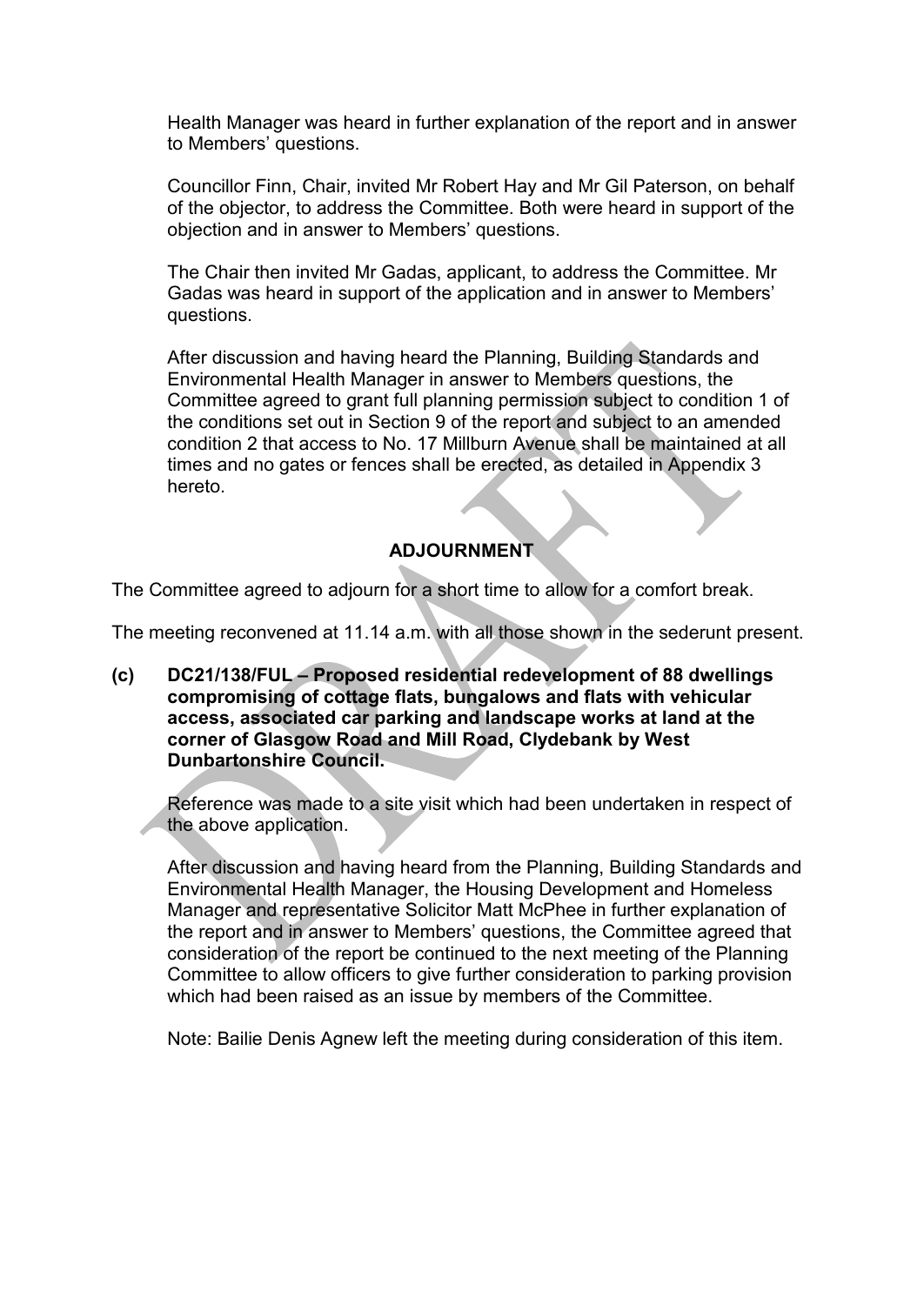Health Manager was heard in further explanation of the report and in answer to Members' questions.

Councillor Finn, Chair, invited Mr Robert Hay and Mr Gil Paterson, on behalf of the objector, to address the Committee. Both were heard in support of the objection and in answer to Members' questions.

The Chair then invited Mr Gadas, applicant, to address the Committee. Mr Gadas was heard in support of the application and in answer to Members' questions.

After discussion and having heard the Planning, Building Standards and Environmental Health Manager in answer to Members questions, the Committee agreed to grant full planning permission subject to condition 1 of the conditions set out in Section 9 of the report and subject to an amended condition 2 that access to No. 17 Millburn Avenue shall be maintained at all times and no gates or fences shall be erected, as detailed in Appendix 3 hereto.

## ADJOURNMENT

The Committee agreed to adjourn for a short time to allow for a comfort break.

The meeting reconvened at 11.14 a.m. with all those shown in the sederunt present.

**(c) DC21/138/FUL – Proposed residential redevelopment of 88 dwellings compromising of cottage flats, bungalows and flats with vehicular access, associated car parking and landscape works at land at the corner of Glasgow Road and Mill Road, Clydebank by West Dunbartonshire Council.**

Reference was made to a site visit which had been undertaken in respect of the above application.

After discussion and having heard from the Planning, Building Standards and Environmental Health Manager, the Housing Development and Homeless Manager and representative Solicitor Matt McPhee in further explanation of the report and in answer to Members' questions, the Committee agreed that consideration of the report be continued to the next meeting of the Planning Committee to allow officers to give further consideration to parking provision which had been raised as an issue by members of the Committee.

Note: Bailie Denis Agnew left the meeting during consideration of this item.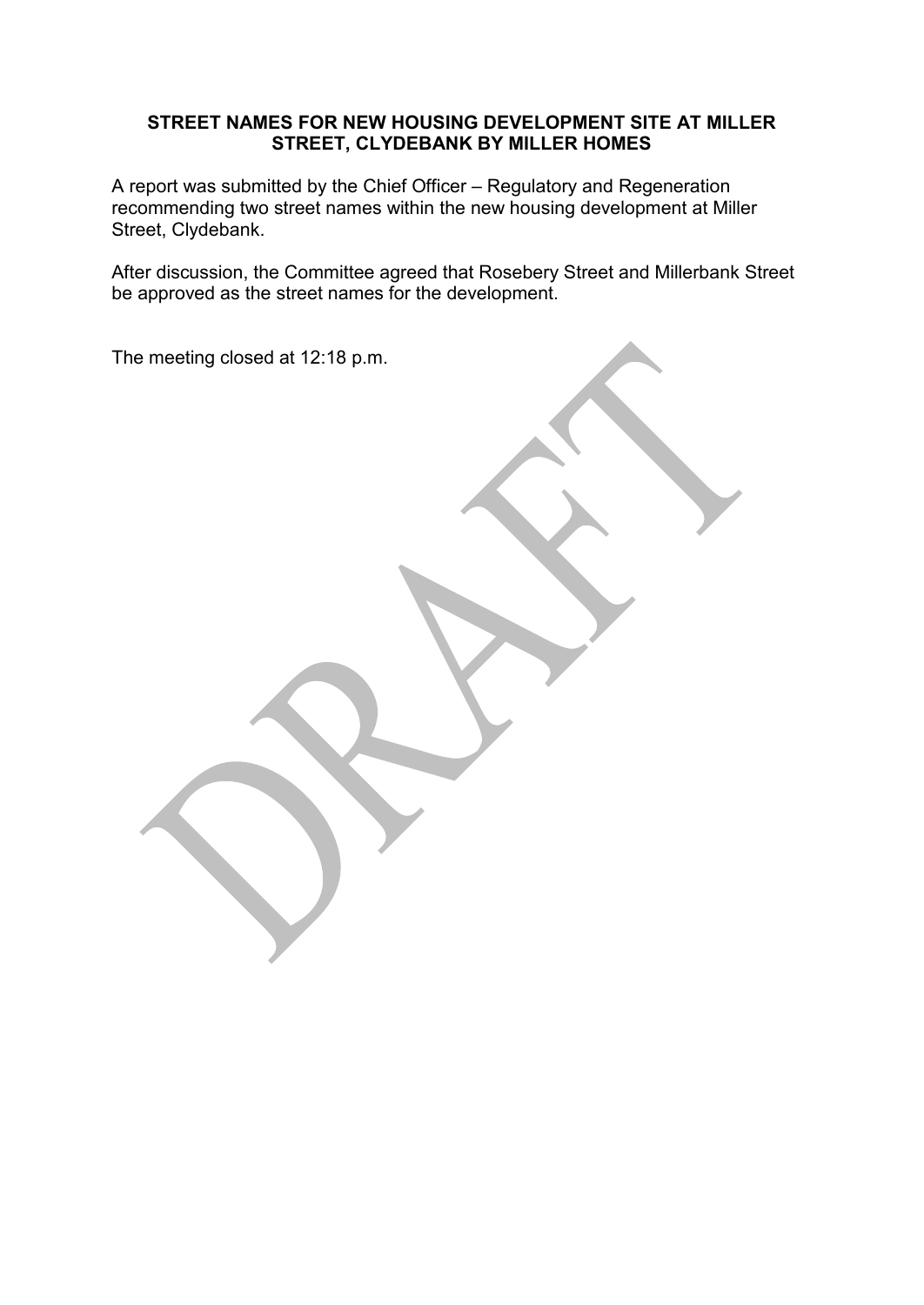**STREET NAMES FOR NEW HOUSING DEVELOPMENT SITE AT MILLER STREET, CLYDEBANK BY MILLER HOMES**

A report was submitted by the Chief Officer – Regulatory and Regeneration recommending two street names within the new housing development at Miller Street, Clydebank.

After discussion, the Committee agreed that Rosebery Street and Millerbank Street be approved as the street names for the development.

The meeting closed at 12:18 p.m.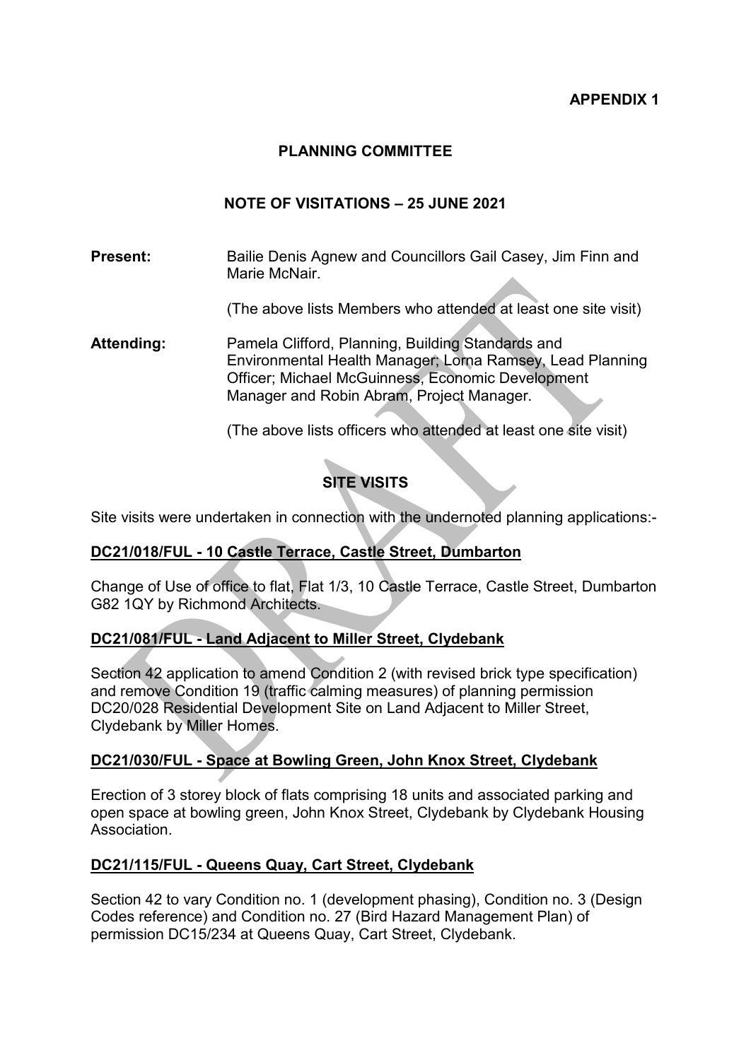**APPENDIX 1**

## PLANNING COMMITTEE

## NOTE OF VISITATIONS – 25 JUNE 2021

**Present:** Bailie Denis Agnew and Councillors Gail Casey, Jim Finn and Marie McNair.

(The above lists Members who attended at least one site visit)

**Attending:** Pamela Clifford, Planning, Building Standards and Environmental Health Manager; Lorna Ramsey, Lead Planning Officer; Michael McGuinness, Economic Development Manager and Robin Abram, Project Manager.

(The above lists officers who attended at least one site visit)

## SITE VISITS

Site visits were undertaken in connection with the undernoted planning applications:-

### DC21/018/FUL - 10 Castle Terrace, Castle Street, Dumbarton

Change of Use of office to flat, Flat 1/3, 10 Castle Terrace, Castle Street, Dumbarton G82 1QY by Richmond Architects.

### DC21/081/FUL - Land Adjacent to Miller Street, Clydebank

Section 42 application to amend Condition 2 (with revised brick type specification) and remove Condition 19 (traffic calming measures) of planning permission DC20/028 Residential Development Site on Land Adjacent to Miller Street, Clydebank by Miller Homes.

### DC21/030/FUL - Space at Bowling Green, John Knox Street, Clydebank

Erection of 3 storey block of flats comprising 18 units and associated parking and open space at bowling green, John Knox Street, Clydebank by Clydebank Housing Association.

### DC21/115/FUL - Queens Quay, Cart Street, Clydebank

Section 42 to vary Condition no. 1 (development phasing), Condition no. 3 (Design Codes reference) and Condition no. 27 (Bird Hazard Management Plan) of permission DC15/234 at Queens Quay, Cart Street, Clydebank.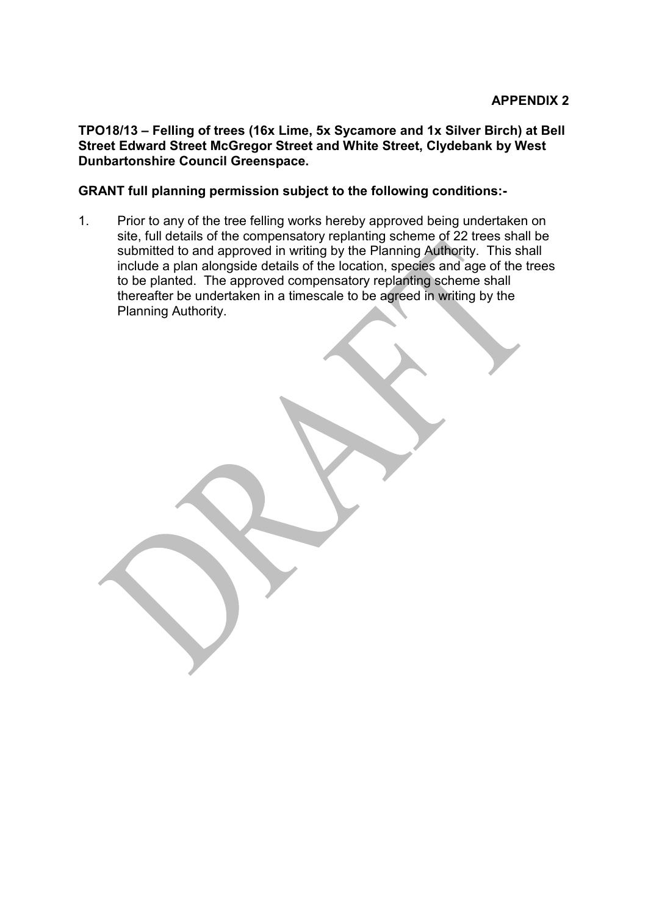**APPENDIX 2**

**TPO18/13 – Felling of trees (16x Lime, 5x Sycamore and 1x Silver Birch) at Bell Street Edward Street McGregor Street and White Street, Clydebank by West Dunbartonshire Council Greenspace.**

**GRANT full planning permission subject to the following conditions:-**

1. Prior to any of the tree felling works hereby approved being undertaken on site, full details of the compensatory replanting scheme of 22 trees shall be submitted to and approved in writing by the Planning Authority. This shall include a plan alongside details of the location, species and age of the trees to be planted. The approved compensatory replanting scheme shall thereafter be undertaken in a timescale to be agreed in writing by the Planning Authority.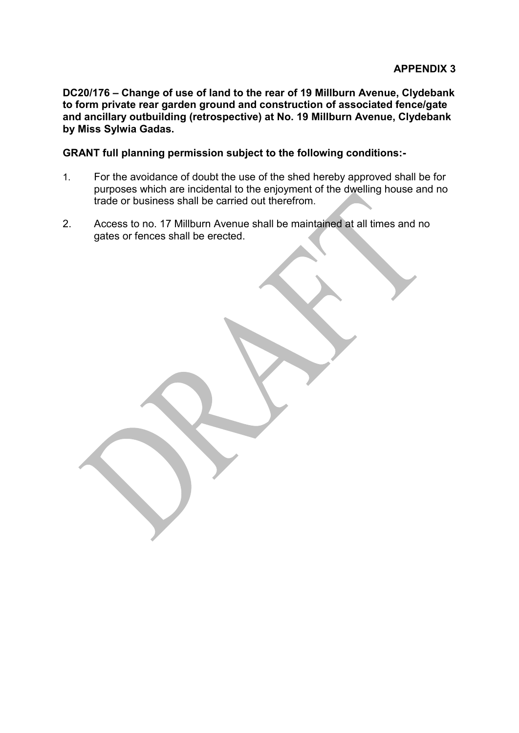**APPENDIX 3**

**DC20/176 – Change of use of land to the rear of 19 Millburn Avenue, Clydebank to form private rear garden ground and construction of associated fence/gate and ancillary outbuilding (retrospective) at No. 19 Millburn Avenue, Clydebank by Miss Sylwia Gadas.**

**GRANT full planning permission subject to the following conditions:-**

1. For the avoidance of doubt the use of the shed hereby approved shall be for purposes which are incidental to the enjoyment of the dwelling house and no trade or business shall be carried out therefrom.

2. Access to no. 17 Millburn Avenue shall be maintained at all times and no gates or fences shall be erected.